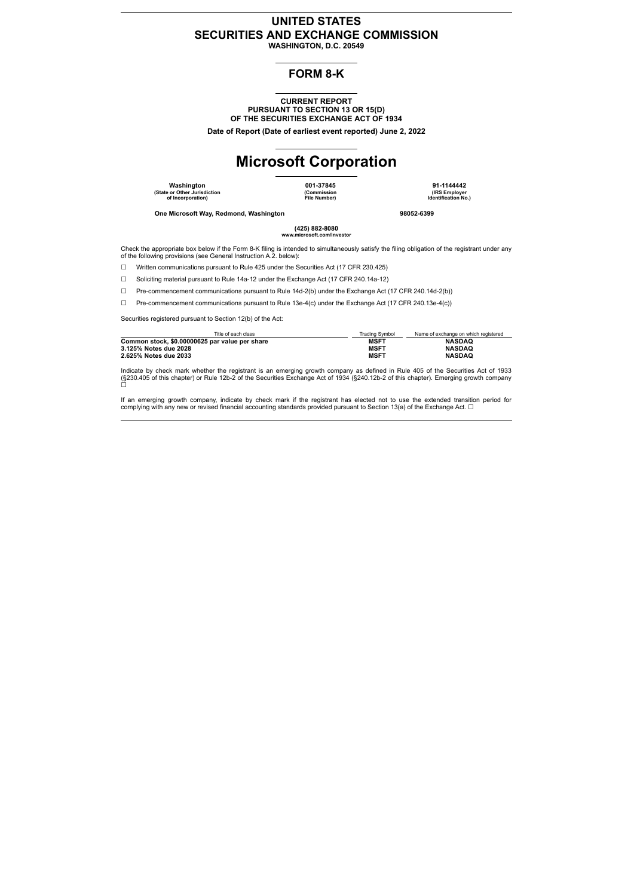# UNITED STATES
# SECURITIES AND EXCHANGE COMMISSION

**WASHINGTON, D.C. 20549**

## FORM 8-K

**CURRENT REPORT**
**PURSUANT TO SECTION 13 OR 15(D)**
**OF THE SECURITIES EXCHANGE ACT OF 1934**

**Date of Report (Date of earliest event reported) June 2, 2022**

# Microsoft Corporation

| **Washington** | **001-37845** | **91-1144442** |
|---|---|---|
| **(State or Other Jurisdiction of Incorporation)** | **(Commission File Number)** | **(IRS Employer Identification No.)** |

**One Microsoft Way, Redmond, Washington** **98052-6399**

**(425) 882-8080**
**www.microsoft.com/investor**

Check the appropriate box below if the Form 8-K filing is intended to simultaneously satisfy the filing obligation of the registrant under any of the following provisions (see General Instruction A.2. below):

☐ Written communications pursuant to Rule 425 under the Securities Act (17 CFR 230.425)

☐ Soliciting material pursuant to Rule 14a-12 under the Exchange Act (17 CFR 240.14a-12)

☐ Pre-commencement communications pursuant to Rule 14d-2(b) under the Exchange Act (17 CFR 240.14d-2(b))

☐ Pre-commencement communications pursuant to Rule 13e-4(c) under the Exchange Act (17 CFR 240.13e-4(c))

Securities registered pursuant to Section 12(b) of the Act:

| Title of each class | Trading Symbol | Name of exchange on which registered |
|---|---|---|
| **Common stock, $0.00000625 par value per share** | **MSFT** | **NASDAQ** |
| **3.125% Notes due 2028** | **MSFT** | **NASDAQ** |
| **2.625% Notes due 2033** | **MSFT** | **NASDAQ** |

Indicate by check mark whether the registrant is an emerging growth company as defined in Rule 405 of the Securities Act of 1933 (§230.405 of this chapter) or Rule 12b-2 of the Securities Exchange Act of 1934 (§240.12b-2 of this chapter). Emerging growth company ☐

If an emerging growth company, indicate by check mark if the registrant has elected not to use the extended transition period for complying with any new or revised financial accounting standards provided pursuant to Section 13(a) of the Exchange Act. ☐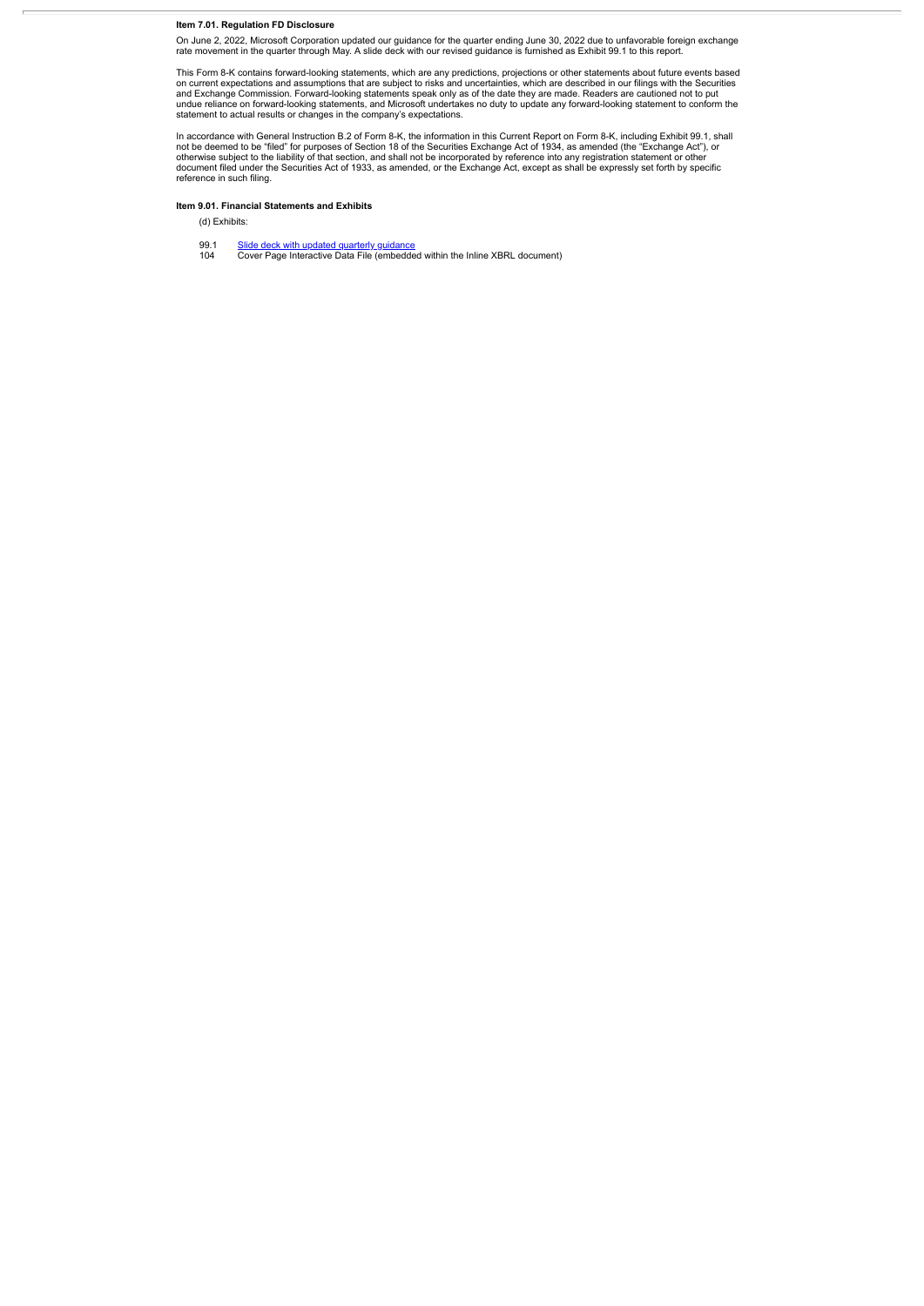**Item 7.01. Regulation FD Disclosure**

On June 2, 2022, Microsoft Corporation updated our guidance for the quarter ending June 30, 2022 due to unfavorable foreign exchange rate movement in the quarter through May. A slide deck with our revised guidance is furnished as Exhibit 99.1 to this report.

This Form 8-K contains forward-looking statements, which are any predictions, projections or other statements about future events based on current expectations and assumptions that are subject to risks and uncertainties, which are described in our filings with the Securities and Exchange Commission. Forward-looking statements speak only as of the date they are made. Readers are cautioned not to put undue reliance on forward-looking statements, and Microsoft undertakes no duty to update any forward-looking statement to conform the statement to actual results or changes in the company's expectations.

In accordance with General Instruction B.2 of Form 8-K, the information in this Current Report on Form 8-K, including Exhibit 99.1, shall not be deemed to be "filed" for purposes of Section 18 of the Securities Exchange Act of 1934, as amended (the "Exchange Act"), or otherwise subject to the liability of that section, and shall not be incorporated by reference into any registration statement or other document filed under the Securities Act of 1933, as amended, or the Exchange Act, except as shall be expressly set forth by specific reference in such filing.

**Item 9.01. Financial Statements and Exhibits**

(d) Exhibits:

| | |
|---|---|
| 99.1 | Slide deck with updated quarterly guidance |
| 104 | Cover Page Interactive Data File (embedded within the Inline XBRL document) |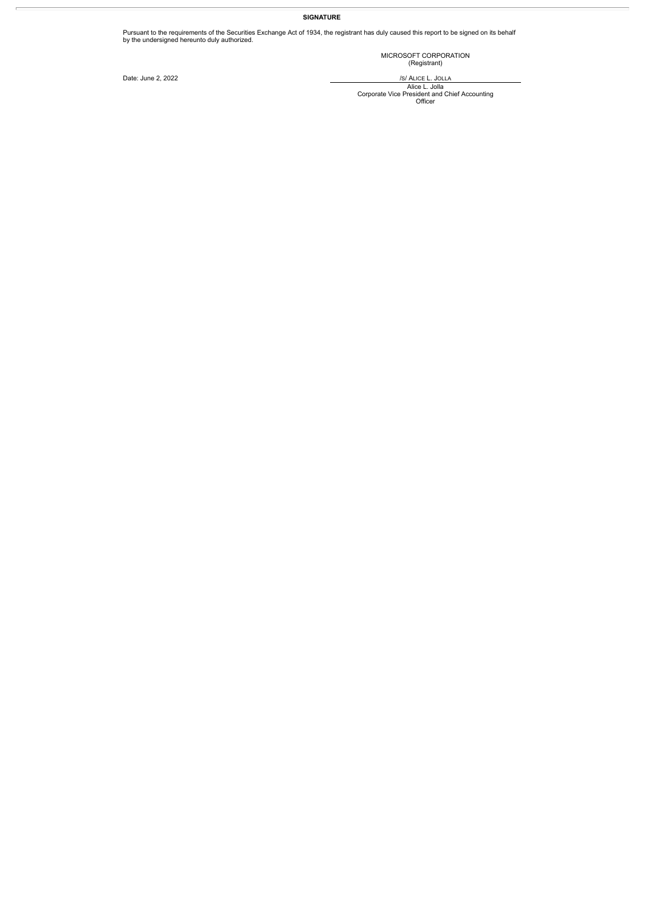**SIGNATURE**

Pursuant to the requirements of the Securities Exchange Act of 1934, the registrant has duly caused this report to be signed on its behalf by the undersigned hereunto duly authorized.

MICROSOFT CORPORATION
(Registrant)

Date: June 2, 2022

/S/ ALICE L. JOLLA

Alice L. Jolla
Corporate Vice President and Chief Accounting Officer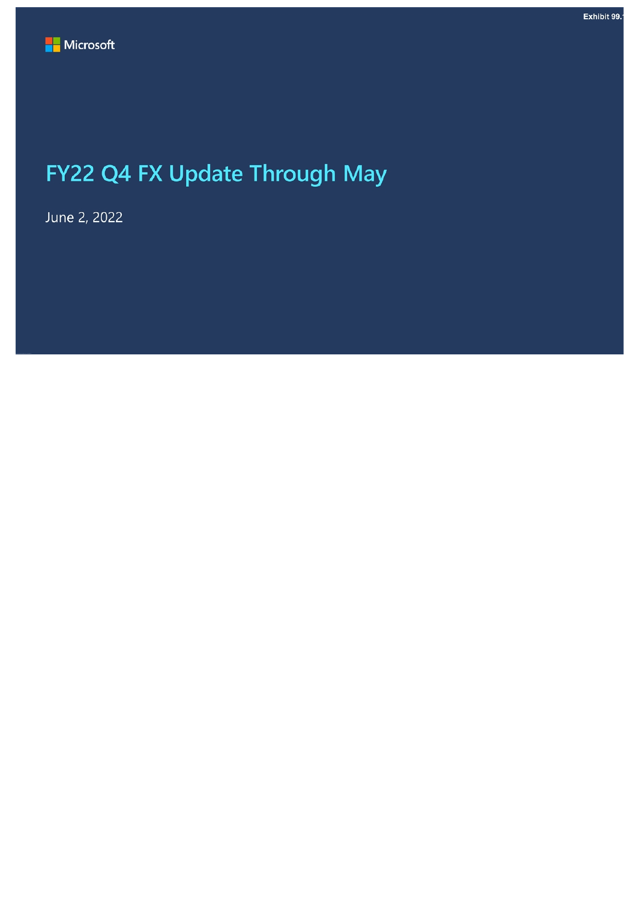Exhibit 99.1

Microsoft

# FY22 Q4 FX Update Through May

June 2, 2022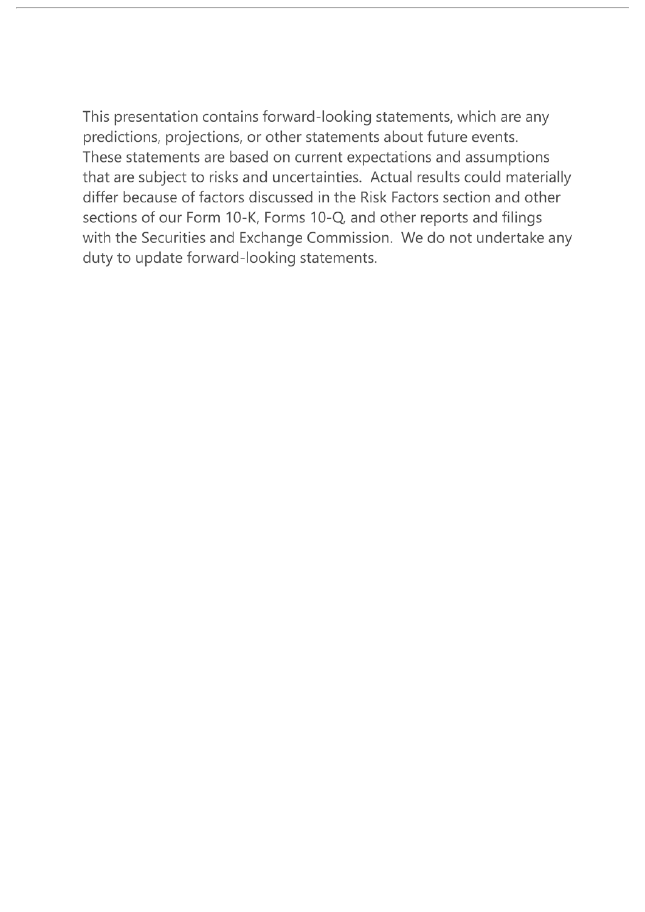This presentation contains forward-looking statements, which are any predictions, projections, or other statements about future events. These statements are based on current expectations and assumptions that are subject to risks and uncertainties. Actual results could materially differ because of factors discussed in the Risk Factors section and other sections of our Form 10-K, Forms 10-Q, and other reports and filings with the Securities and Exchange Commission. We do not undertake any duty to update forward-looking statements.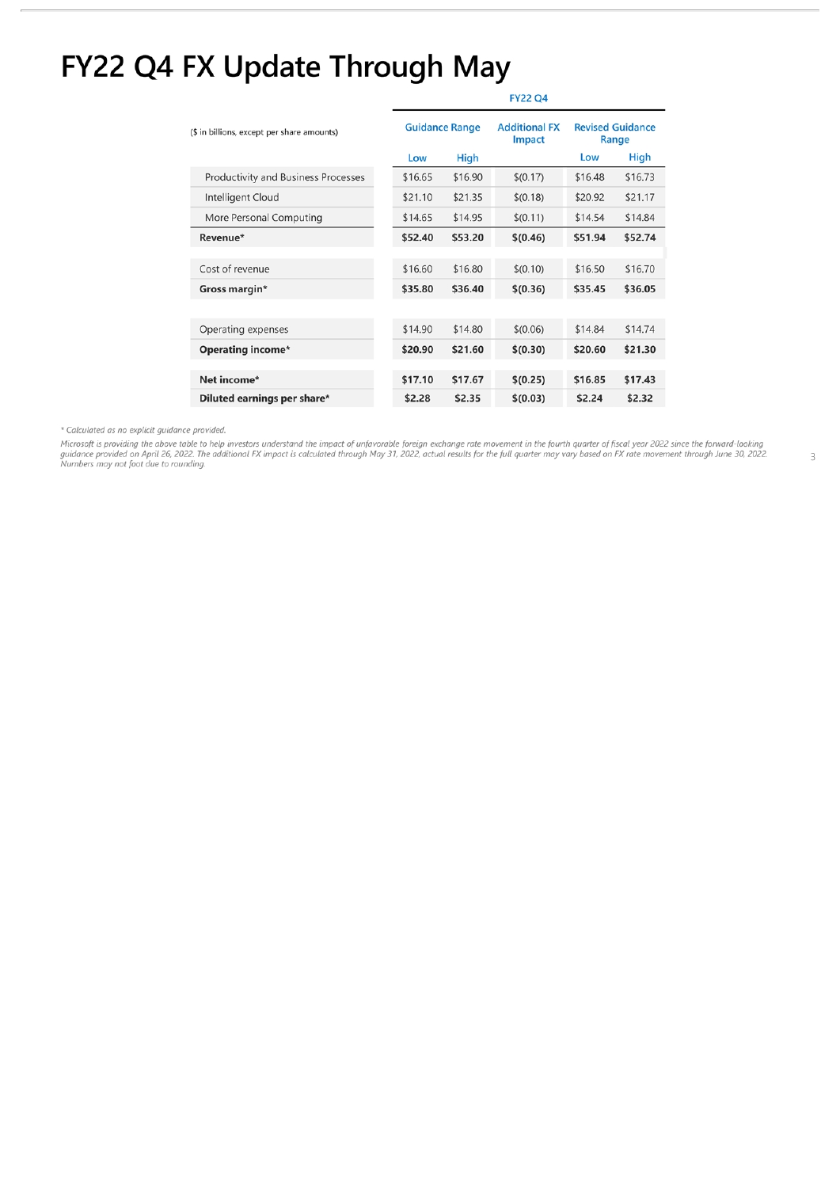# FY22 Q4 FX Update Through May

| ($ in billions, except per share amounts) | FY22 Q4 | | | | |
|---|---|---|---|---|---|
| | Guidance Range | | Additional FX Impact | Revised Guidance Range | |
| | Low | High | | Low | High |
| Productivity and Business Processes | $16.65 | $16.90 | $(0.17) | $16.48 | $16.73 |
| Intelligent Cloud | $21.10 | $21.35 | $(0.18) | $20.92 | $21.17 |
| More Personal Computing | $14.65 | $14.95 | $(0.11) | $14.54 | $14.84 |
| **Revenue*** | **$52.40** | **$53.20** | **$(0.46)** | **$51.94** | **$52.74** |
| Cost of revenue | $16.60 | $16.80 | $(0.10) | $16.50 | $16.70 |
| **Gross margin*** | **$35.80** | **$36.40** | **$(0.36)** | **$35.45** | **$36.05** |
| Operating expenses | $14.90 | $14.80 | $(0.06) | $14.84 | $14.74 |
| **Operating income*** | **$20.90** | **$21.60** | **$(0.30)** | **$20.60** | **$21.30** |
| **Net income*** | **$17.10** | **$17.67** | **$(0.25)** | **$16.85** | **$17.43** |
| **Diluted earnings per share*** | **$2.28** | **$2.35** | **$(0.03)** | **$2.24** | **$2.32** |

*\* Calculated as no explicit guidance provided.*

*Microsoft is providing the above table to help investors understand the impact of unfavorable foreign exchange rate movement in the fourth quarter of fiscal year 2022 since the forward-looking guidance provided on April 26, 2022. The additional FX impact is calculated through May 31, 2022, actual results for the full quarter may vary based on FX rate movement through June 30, 2022. Numbers may not foot due to rounding.*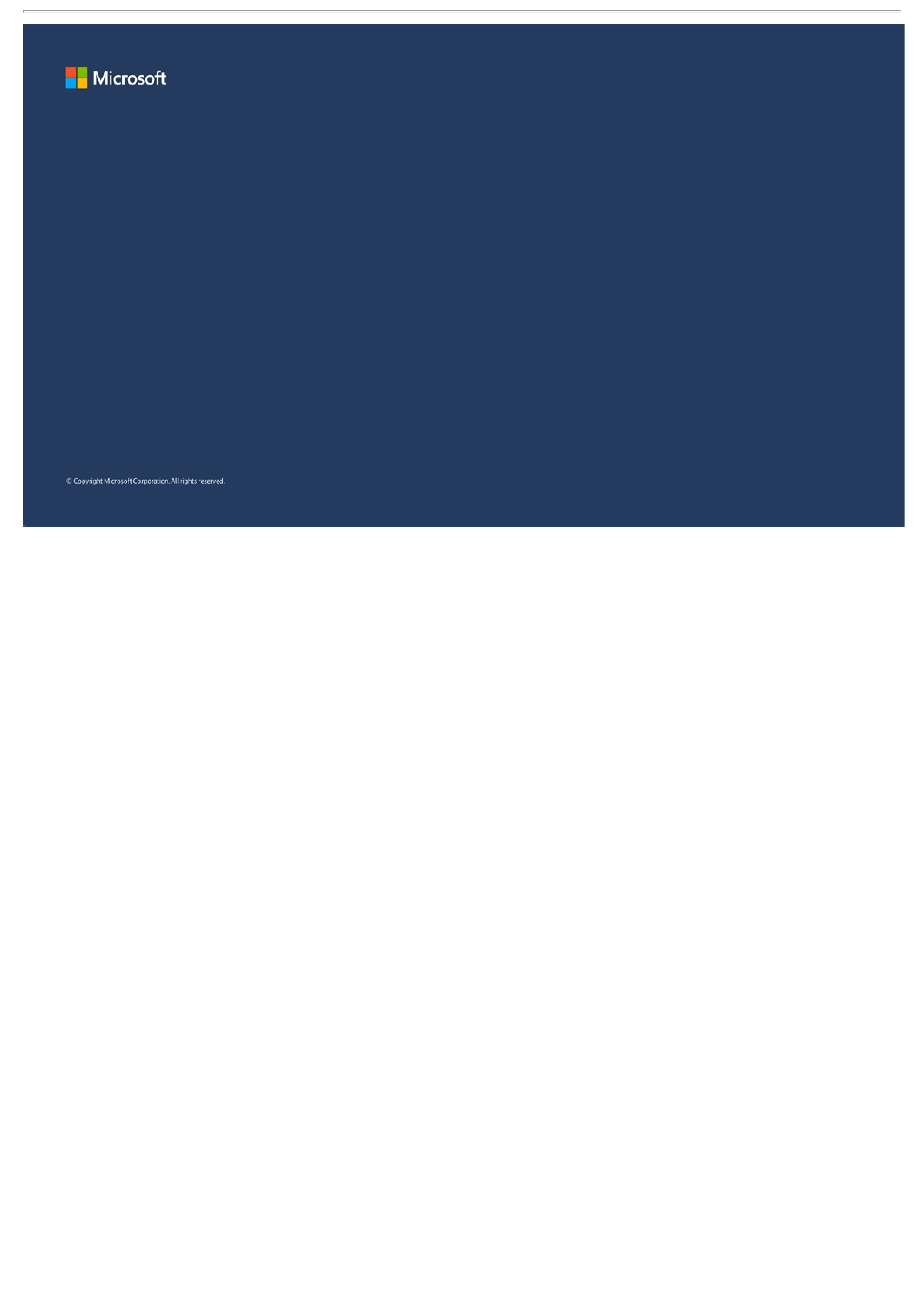Microsoft

© Copyright Microsoft Corporation. All rights reserved.